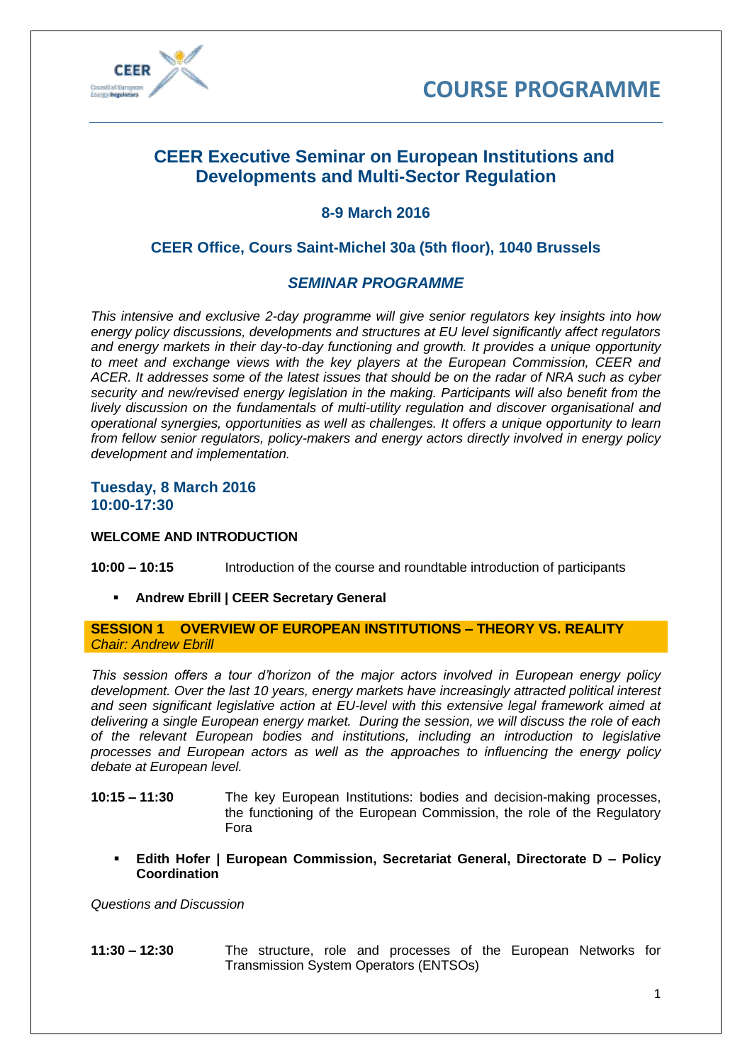# COURSE PROGRAMME

## CEER Executive Seminar on European Institutions and Developments and Multi-Sector Regulation

### 8-9 March 2016

### CEER Office, Cours Saint-Michel 30a (5th floor), 1040 Brussels

### *SEMINAR PROGRAMME*

*This intensive and exclusive 2-day programme will give senior regulators key insights into how energy policy discussions, developments and structures at EU level significantly affect regulators and energy markets in their day-to-day functioning and growth. It provides a unique opportunity to meet and exchange views with the key players at the European Commission, CEER and ACER. It addresses some of the latest issues that should be on the radar of NRA such as cyber security and new/revised energy legislation in the making. Participants will also benefit from the lively discussion on the fundamentals of multi-utility regulation and discover organisational and operational synergies, opportunities as well as challenges. It offers a unique opportunity to learn from fellow senior regulators, policy-makers and energy actors directly involved in energy policy development and implementation.*

### Tuesday, 8 March 2016
### 10:00-17:30

**WELCOME AND INTRODUCTION**

**10:00 – 10:15** Introduction of the course and roundtable introduction of participants

- **Andrew Ebrill | CEER Secretary General**

**SESSION 1 OVERVIEW OF EUROPEAN INSTITUTIONS – THEORY VS. REALITY**
*Chair: Andrew Ebrill*

*This session offers a tour d'horizon of the major actors involved in European energy policy development. Over the last 10 years, energy markets have increasingly attracted political interest and seen significant legislative action at EU-level with this extensive legal framework aimed at delivering a single European energy market. During the session, we will discuss the role of each of the relevant European bodies and institutions, including an introduction to legislative processes and European actors as well as the approaches to influencing the energy policy debate at European level.*

**10:15 – 11:30** The key European Institutions: bodies and decision-making processes, the functioning of the European Commission, the role of the Regulatory Fora

- **Edith Hofer | European Commission, Secretariat General, Directorate D – Policy Coordination**

*Questions and Discussion*

**11:30 – 12:30** The structure, role and processes of the European Networks for Transmission System Operators (ENTSOs)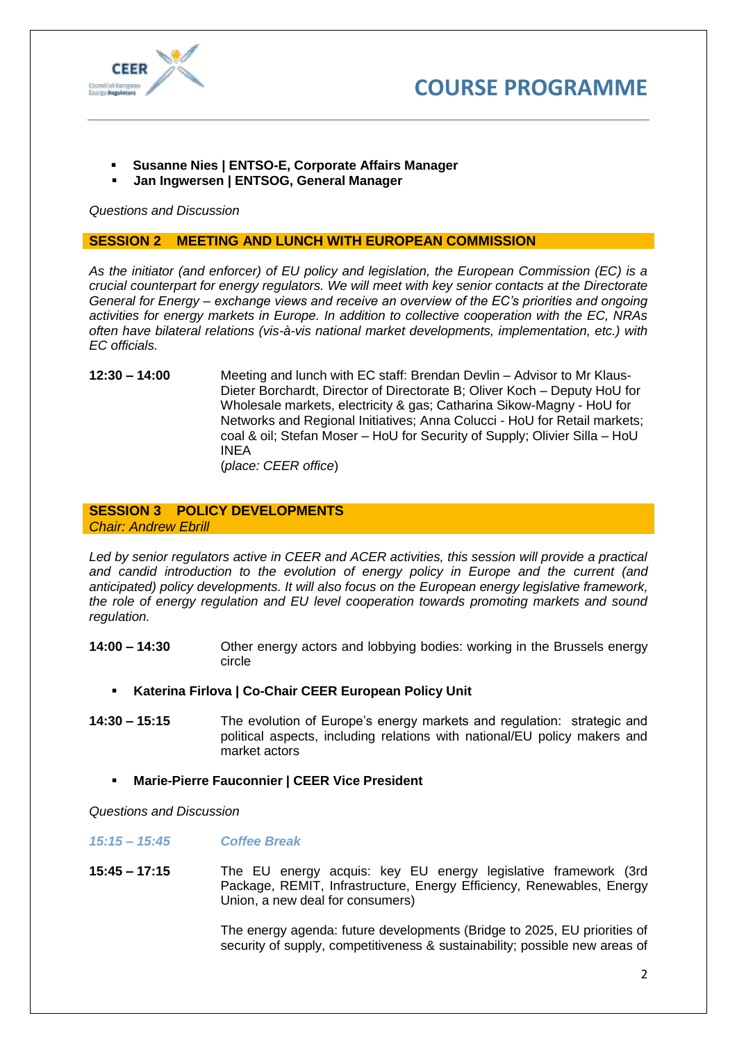- **Susanne Nies | ENTSO-E, Corporate Affairs Manager**
- **Jan Ingwersen | ENTSOG, General Manager**

*Questions and Discussion*

## SESSION 2 MEETING AND LUNCH WITH EUROPEAN COMMISSION

*As the initiator (and enforcer) of EU policy and legislation, the European Commission (EC) is a crucial counterpart for energy regulators. We will meet with key senior contacts at the Directorate General for Energy – exchange views and receive an overview of the EC's priorities and ongoing activities for energy markets in Europe. In addition to collective cooperation with the EC, NRAs often have bilateral relations (vis-à-vis national market developments, implementation, etc.) with EC officials.*

**12:30 – 14:00** Meeting and lunch with EC staff: Brendan Devlin – Advisor to Mr Klaus-Dieter Borchardt, Director of Directorate B; Oliver Koch – Deputy HoU for Wholesale markets, electricity & gas; Catharina Sikow-Magny - HoU for Networks and Regional Initiatives; Anna Colucci - HoU for Retail markets; coal & oil; Stefan Moser – HoU for Security of Supply; Olivier Silla – HoU INEA
(*place: CEER office*)

## SESSION 3 POLICY DEVELOPMENTS

*Chair: Andrew Ebrill*

*Led by senior regulators active in CEER and ACER activities, this session will provide a practical and candid introduction to the evolution of energy policy in Europe and the current (and anticipated) policy developments. It will also focus on the European energy legislative framework, the role of energy regulation and EU level cooperation towards promoting markets and sound regulation.*

**14:00 – 14:30** Other energy actors and lobbying bodies: working in the Brussels energy circle

- **Katerina Firlova | Co-Chair CEER European Policy Unit**

**14:30 – 15:15** The evolution of Europe's energy markets and regulation: strategic and political aspects, including relations with national/EU policy makers and market actors

- **Marie-Pierre Fauconnier | CEER Vice President**

*Questions and Discussion*

***15:15 – 15:45*** ***Coffee Break***

**15:45 – 17:15** The EU energy acquis: key EU energy legislative framework (3rd Package, REMIT, Infrastructure, Energy Efficiency, Renewables, Energy Union, a new deal for consumers)

The energy agenda: future developments (Bridge to 2025, EU priorities of security of supply, competitiveness & sustainability; possible new areas of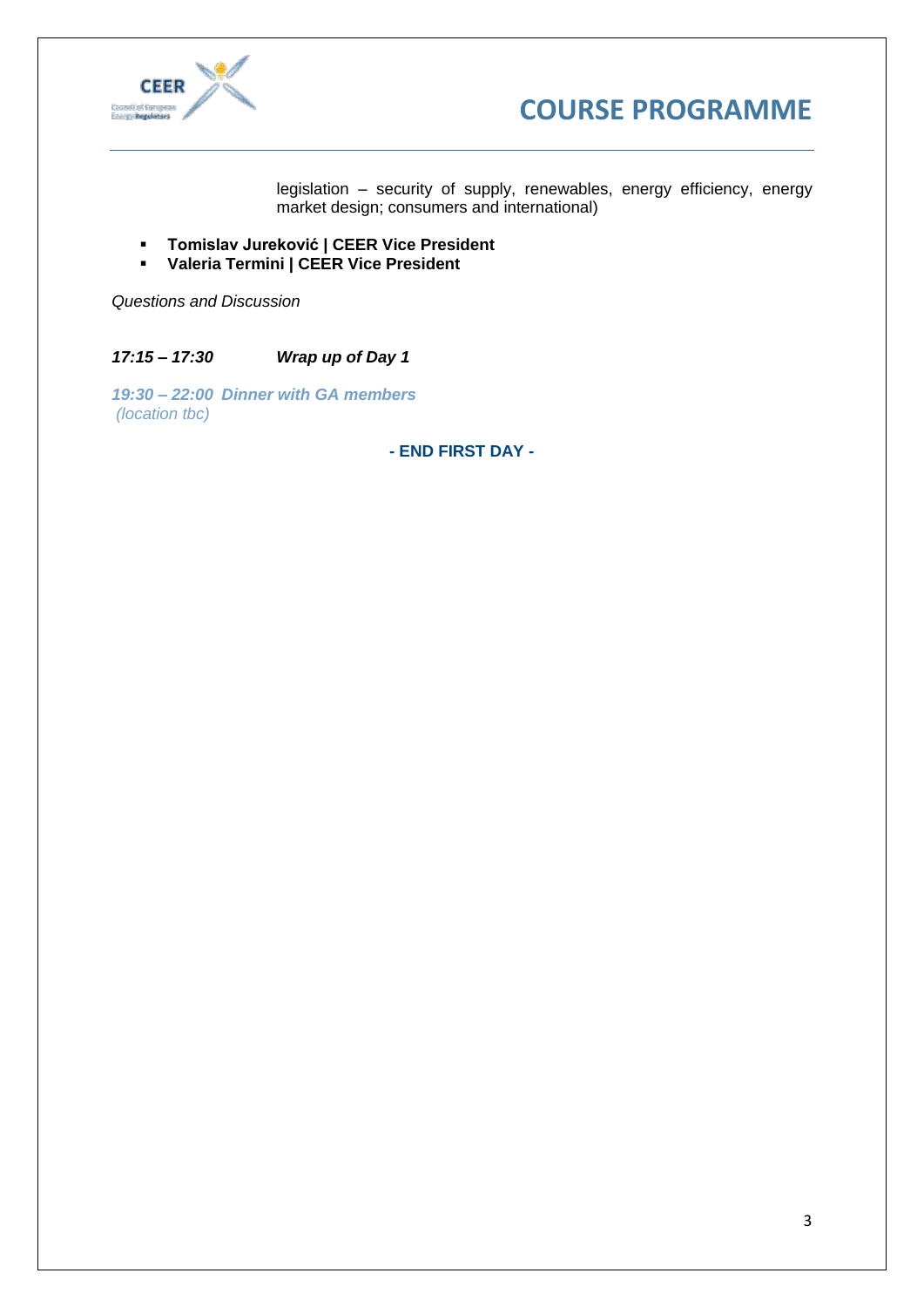legislation – security of supply, renewables, energy efficiency, energy market design; consumers and international)

- **Tomislav Jureković | CEER Vice President**
- **Valeria Termini | CEER Vice President**

*Questions and Discussion*

***17:15 – 17:30 Wrap up of Day 1***

***19:30 – 22:00 Dinner with GA members***
*(location tbc)*

**- END FIRST DAY -**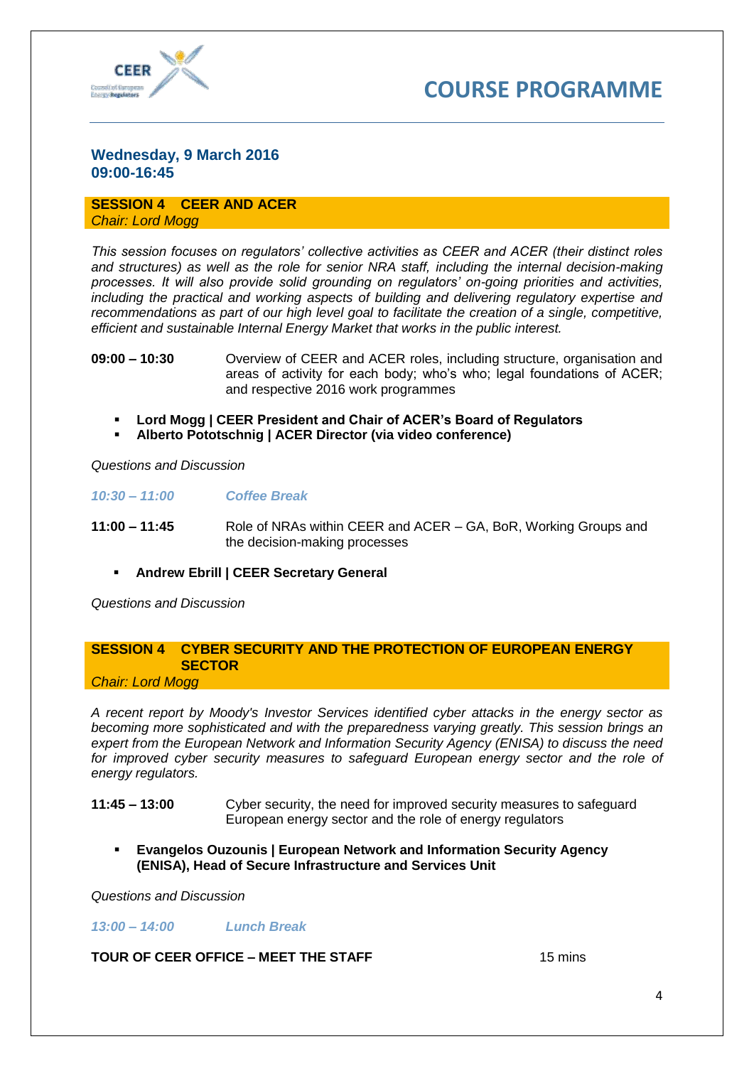# COURSE PROGRAMME

## Wednesday, 9 March 2016
## 09:00-16:45

### SESSION 4 CEER AND ACER
*Chair: Lord Mogg*

*This session focuses on regulators' collective activities as CEER and ACER (their distinct roles and structures) as well as the role for senior NRA staff, including the internal decision-making processes. It will also provide solid grounding on regulators' on-going priorities and activities, including the practical and working aspects of building and delivering regulatory expertise and recommendations as part of our high level goal to facilitate the creation of a single, competitive, efficient and sustainable Internal Energy Market that works in the public interest.*

**09:00 – 10:30** Overview of CEER and ACER roles, including structure, organisation and areas of activity for each body; who's who; legal foundations of ACER; and respective 2016 work programmes

- **Lord Mogg | CEER President and Chair of ACER's Board of Regulators**
- **Alberto Pototschnig | ACER Director (via video conference)**

*Questions and Discussion*

***10:30 – 11:00 Coffee Break***

**11:00 – 11:45** Role of NRAs within CEER and ACER – GA, BoR, Working Groups and the decision-making processes

- **Andrew Ebrill | CEER Secretary General**

*Questions and Discussion*

### SESSION 4 CYBER SECURITY AND THE PROTECTION OF EUROPEAN ENERGY SECTOR
*Chair: Lord Mogg*

*A recent report by Moody's Investor Services identified cyber attacks in the energy sector as becoming more sophisticated and with the preparedness varying greatly. This session brings an expert from the European Network and Information Security Agency (ENISA) to discuss the need for improved cyber security measures to safeguard European energy sector and the role of energy regulators.*

**11:45 – 13:00** Cyber security, the need for improved security measures to safeguard European energy sector and the role of energy regulators

- **Evangelos Ouzounis | European Network and Information Security Agency (ENISA), Head of Secure Infrastructure and Services Unit**

*Questions and Discussion*

***13:00 – 14:00 Lunch Break***

**TOUR OF CEER OFFICE – MEET THE STAFF** 15 mins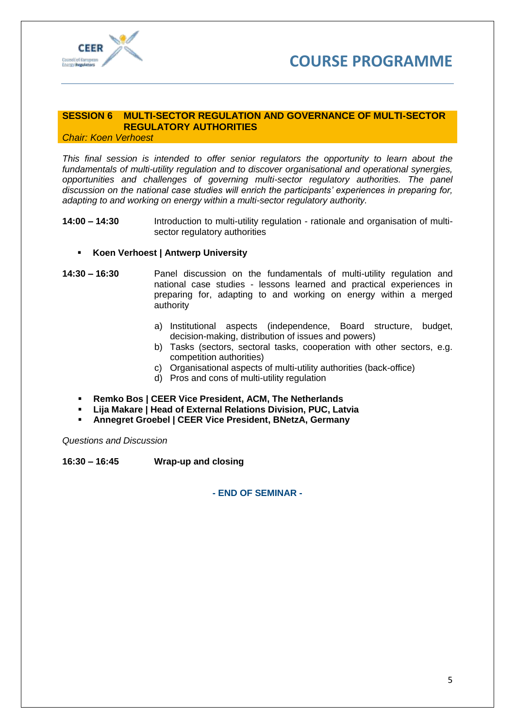# COURSE PROGRAMME

## SESSION 6 MULTI-SECTOR REGULATION AND GOVERNANCE OF MULTI-SECTOR REGULATORY AUTHORITIES

*Chair: Koen Verhoest*

*This final session is intended to offer senior regulators the opportunity to learn about the fundamentals of multi-utility regulation and to discover organisational and operational synergies, opportunities and challenges of governing multi-sector regulatory authorities. The panel discussion on the national case studies will enrich the participants' experiences in preparing for, adapting to and working on energy within a multi-sector regulatory authority.*

**14:00 – 14:30** Introduction to multi-utility regulation - rationale and organisation of multi-sector regulatory authorities

- **Koen Verhoest | Antwerp University**

**14:30 – 16:30** Panel discussion on the fundamentals of multi-utility regulation and national case studies - lessons learned and practical experiences in preparing for, adapting to and working on energy within a merged authority

a) Institutional aspects (independence, Board structure, budget, decision-making, distribution of issues and powers)
b) Tasks (sectors, sectoral tasks, cooperation with other sectors, e.g. competition authorities)
c) Organisational aspects of multi-utility authorities (back-office)
d) Pros and cons of multi-utility regulation

- **Remko Bos | CEER Vice President, ACM, The Netherlands**
- **Lija Makare | Head of External Relations Division, PUC, Latvia**
- **Annegret Groebel | CEER Vice President, BNetzA, Germany**

*Questions and Discussion*

**16:30 – 16:45** **Wrap-up and closing**

**- END OF SEMINAR -**